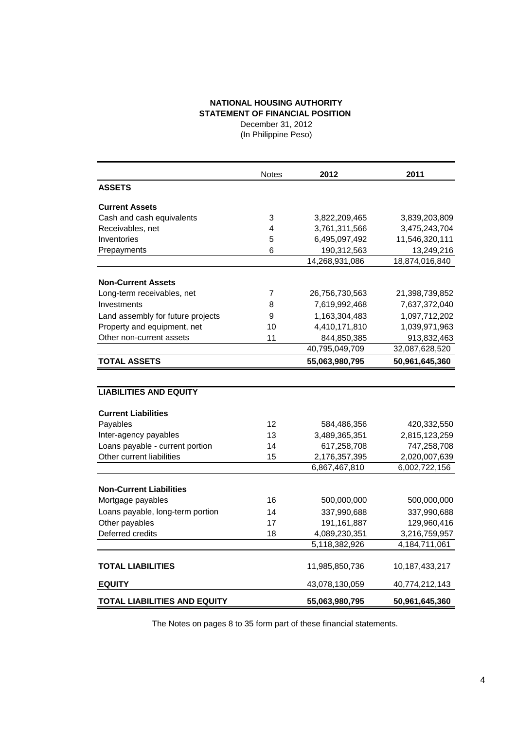# NATIONAL HOUSING AUTHORITY
## STATEMENT OF FINANCIAL POSITION

December 31, 2012
(In Philippine Peso)

| | Notes | 2012 | 2011 |
|---|---|---|---|
| **ASSETS** | | | |
| **Current Assets** | | | |
| Cash and cash equivalents | 3 | 3,822,209,465 | 3,839,203,809 |
| Receivables, net | 4 | 3,761,311,566 | 3,475,243,704 |
| Inventories | 5 | 6,495,097,492 | 11,546,320,111 |
| Prepayments | 6 | 190,312,563 | 13,249,216 |
| | | 14,268,931,086 | 18,874,016,840 |
| **Non-Current Assets** | | | |
| Long-term receivables, net | 7 | 26,756,730,563 | 21,398,739,852 |
| Investments | 8 | 7,619,992,468 | 7,637,372,040 |
| Land assembly for future projects | 9 | 1,163,304,483 | 1,097,712,202 |
| Property and equipment, net | 10 | 4,410,171,810 | 1,039,971,963 |
| Other non-current assets | 11 | 844,850,385 | 913,832,463 |
| | | 40,795,049,709 | 32,087,628,520 |
| **TOTAL ASSETS** | | **55,063,980,795** | **50,961,645,360** |
| **LIABILITIES AND EQUITY** | | | |
| **Current Liabilities** | | | |
| Payables | 12 | 584,486,356 | 420,332,550 |
| Inter-agency payables | 13 | 3,489,365,351 | 2,815,123,259 |
| Loans payable - current portion | 14 | 617,258,708 | 747,258,708 |
| Other current liabilities | 15 | 2,176,357,395 | 2,020,007,639 |
| | | 6,867,467,810 | 6,002,722,156 |
| **Non-Current Liabilities** | | | |
| Mortgage payables | 16 | 500,000,000 | 500,000,000 |
| Loans payable, long-term portion | 14 | 337,990,688 | 337,990,688 |
| Other payables | 17 | 191,161,887 | 129,960,416 |
| Deferred credits | 18 | 4,089,230,351 | 3,216,759,957 |
| | | 5,118,382,926 | 4,184,711,061 |
| **TOTAL LIABILITIES** | | 11,985,850,736 | 10,187,433,217 |
| **EQUITY** | | 43,078,130,059 | 40,774,212,143 |
| **TOTAL LIABILITIES AND EQUITY** | | **55,063,980,795** | **50,961,645,360** |

The Notes on pages 8 to 35 form part of these financial statements.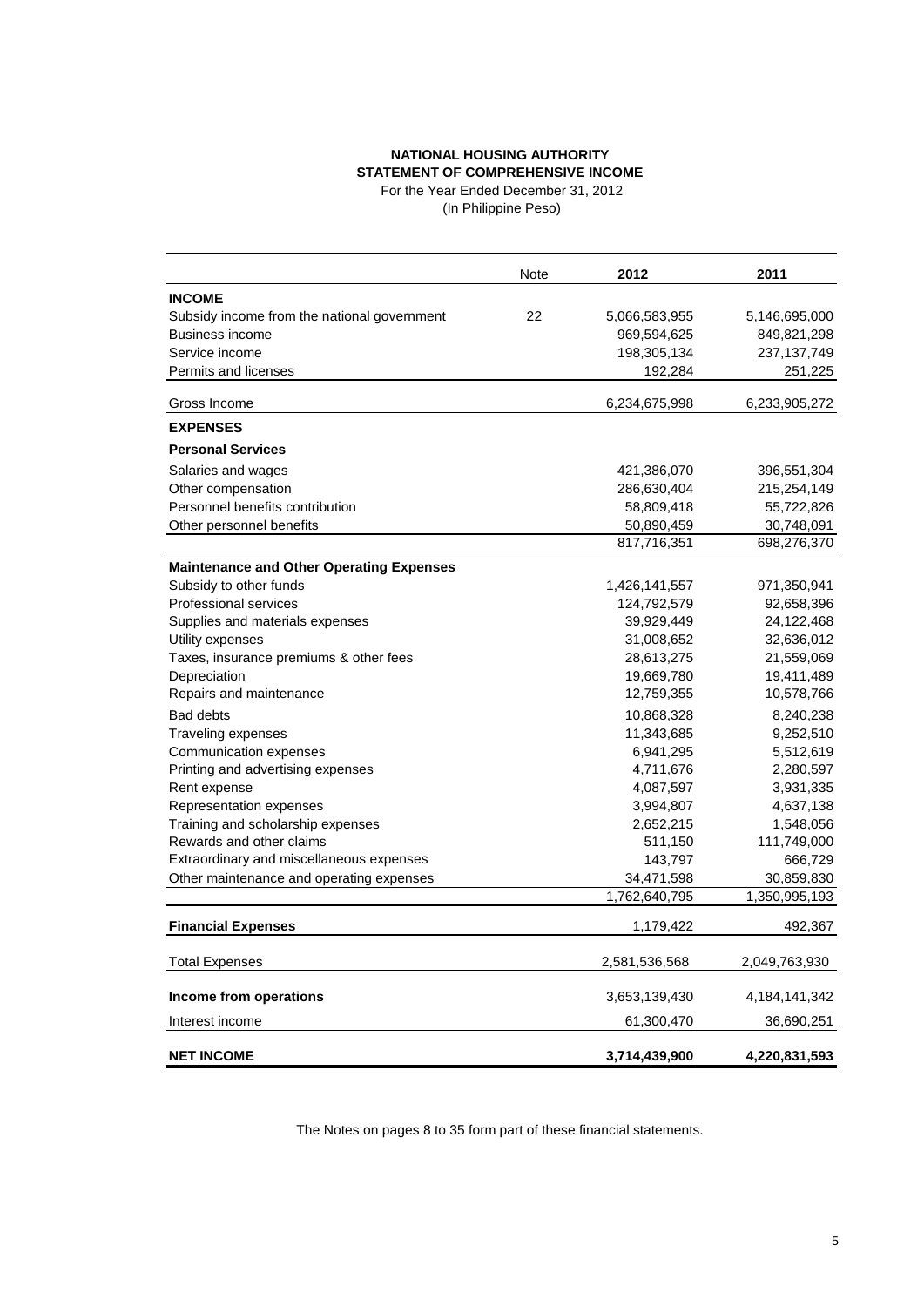**NATIONAL HOUSING AUTHORITY**
**STATEMENT OF COMPREHENSIVE INCOME**
For the Year Ended December 31, 2012
(In Philippine Peso)

| | Note | 2012 | 2011 |
|---|---|---|---|
| **INCOME** | | | |
| Subsidy income from the national government | 22 | 5,066,583,955 | 5,146,695,000 |
| Business income | | 969,594,625 | 849,821,298 |
| Service income | | 198,305,134 | 237,137,749 |
| Permits and licenses | | 192,284 | 251,225 |
| Gross Income | | 6,234,675,998 | 6,233,905,272 |
| **EXPENSES** | | | |
| **Personal Services** | | | |
| Salaries and wages | | 421,386,070 | 396,551,304 |
| Other compensation | | 286,630,404 | 215,254,149 |
| Personnel benefits contribution | | 58,809,418 | 55,722,826 |
| Other personnel benefits | | 50,890,459 | 30,748,091 |
| | | 817,716,351 | 698,276,370 |
| **Maintenance and Other Operating Expenses** | | | |
| Subsidy to other funds | | 1,426,141,557 | 971,350,941 |
| Professional services | | 124,792,579 | 92,658,396 |
| Supplies and materials expenses | | 39,929,449 | 24,122,468 |
| Utility expenses | | 31,008,652 | 32,636,012 |
| Taxes, insurance premiums & other fees | | 28,613,275 | 21,559,069 |
| Depreciation | | 19,669,780 | 19,411,489 |
| Repairs and maintenance | | 12,759,355 | 10,578,766 |
| Bad debts | | 10,868,328 | 8,240,238 |
| Traveling expenses | | 11,343,685 | 9,252,510 |
| Communication expenses | | 6,941,295 | 5,512,619 |
| Printing and advertising expenses | | 4,711,676 | 2,280,597 |
| Rent expense | | 4,087,597 | 3,931,335 |
| Representation expenses | | 3,994,807 | 4,637,138 |
| Training and scholarship expenses | | 2,652,215 | 1,548,056 |
| Rewards and other claims | | 511,150 | 111,749,000 |
| Extraordinary and miscellaneous expenses | | 143,797 | 666,729 |
| Other maintenance and operating expenses | | 34,471,598 | 30,859,830 |
| | | 1,762,640,795 | 1,350,995,193 |
| **Financial Expenses** | | 1,179,422 | 492,367 |
| Total Expenses | | 2,581,536,568 | 2,049,763,930 |
| **Income from operations** | | 3,653,139,430 | 4,184,141,342 |
| Interest income | | 61,300,470 | 36,690,251 |
| **NET INCOME** | | **3,714,439,900** | **4,220,831,593** |

The Notes on pages 8 to 35 form part of these financial statements.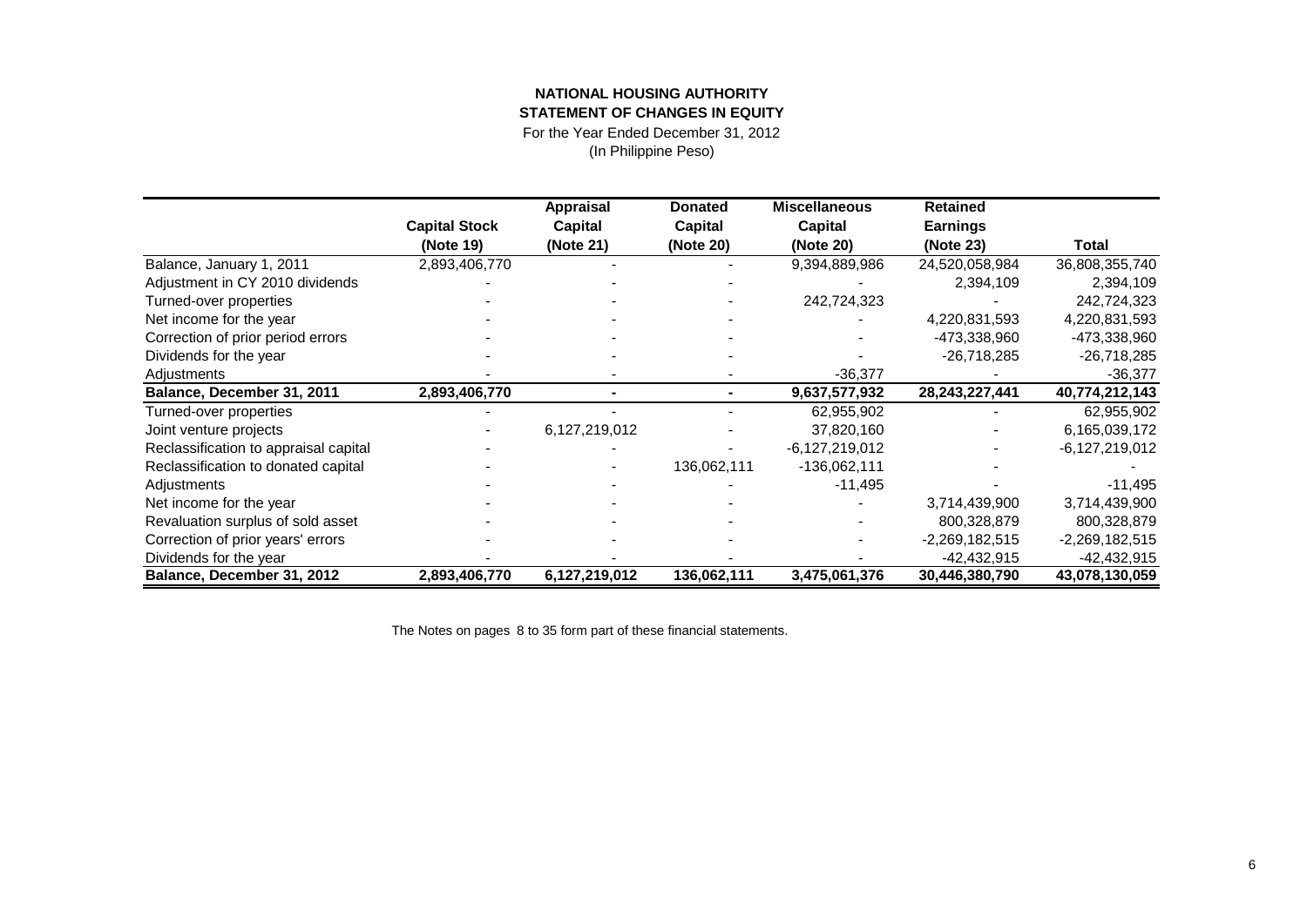**NATIONAL HOUSING AUTHORITY**
**STATEMENT OF CHANGES IN EQUITY**
For the Year Ended December 31, 2012
(In Philippine Peso)

| | Capital Stock (Note 19) | Appraisal Capital (Note 21) | Donated Capital (Note 20) | Miscellaneous Capital (Note 20) | Retained Earnings (Note 23) | Total |
|---|---|---|---|---|---|---|
| Balance, January 1, 2011 | 2,893,406,770 | - | - | 9,394,889,986 | 24,520,058,984 | 36,808,355,740 |
| Adjustment in CY 2010 dividends | - | - | - | - | 2,394,109 | 2,394,109 |
| Turned-over properties | - | - | - | 242,724,323 | - | 242,724,323 |
| Net income for the year | - | - | - | - | 4,220,831,593 | 4,220,831,593 |
| Correction of prior period errors | - | - | - | - | -473,338,960 | -473,338,960 |
| Dividends for the year | - | - | - | - | -26,718,285 | -26,718,285 |
| Adjustments | - | - | - | -36,377 | - | -36,377 |
| **Balance, December 31, 2011** | **2,893,406,770** | **-** | **-** | **9,637,577,932** | **28,243,227,441** | **40,774,212,143** |
| Turned-over properties | - | - | - | 62,955,902 | - | 62,955,902 |
| Joint venture projects | - | 6,127,219,012 | - | 37,820,160 | - | 6,165,039,172 |
| Reclassification to appraisal capital | - | - | - | -6,127,219,012 | - | -6,127,219,012 |
| Reclassification to donated capital | - | - | 136,062,111 | -136,062,111 | - | - |
| Adjustments | - | - | - | -11,495 | - | -11,495 |
| Net income for the year | - | - | - | - | 3,714,439,900 | 3,714,439,900 |
| Revaluation surplus of sold asset | - | - | - | - | 800,328,879 | 800,328,879 |
| Correction of prior years' errors | - | - | - | - | -2,269,182,515 | -2,269,182,515 |
| Dividends for the year | - | - | - | - | -42,432,915 | -42,432,915 |
| **Balance, December 31, 2012** | **2,893,406,770** | **6,127,219,012** | **136,062,111** | **3,475,061,376** | **30,446,380,790** | **43,078,130,059** |

The Notes on pages 8 to 35 form part of these financial statements.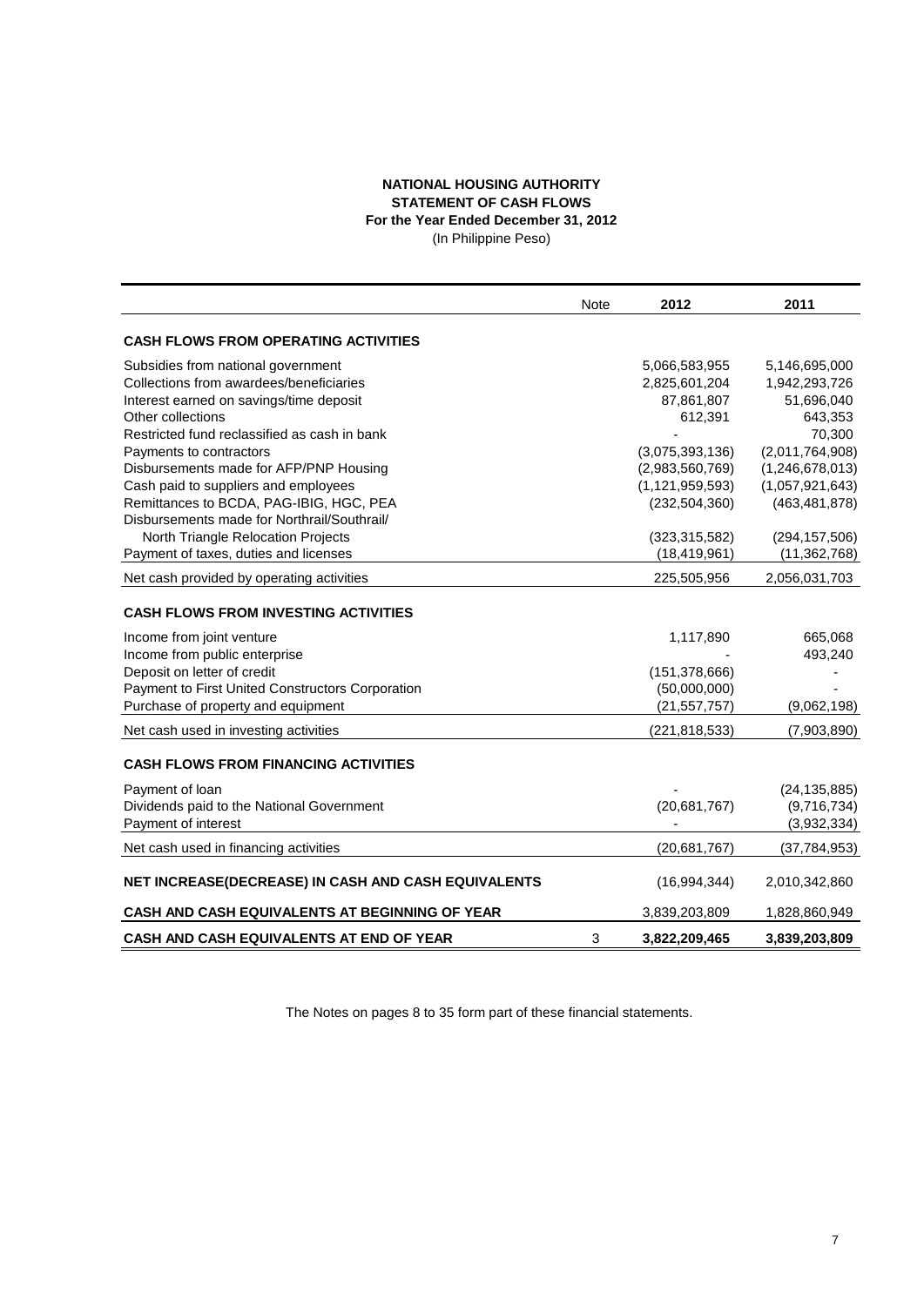**NATIONAL HOUSING AUTHORITY**
**STATEMENT OF CASH FLOWS**
**For the Year Ended December 31, 2012**
(In Philippine Peso)

| | Note | 2012 | 2011 |
|---|---|---|---|
| **CASH FLOWS FROM OPERATING ACTIVITIES** | | | |
| Subsidies from national government | | 5,066,583,955 | 5,146,695,000 |
| Collections from awardees/beneficiaries | | 2,825,601,204 | 1,942,293,726 |
| Interest earned on savings/time deposit | | 87,861,807 | 51,696,040 |
| Other collections | | 612,391 | 643,353 |
| Restricted fund reclassified as cash in bank | | - | 70,300 |
| Payments to contractors | | (3,075,393,136) | (2,011,764,908) |
| Disbursements made for AFP/PNP Housing | | (2,983,560,769) | (1,246,678,013) |
| Cash paid to suppliers and employees | | (1,121,959,593) | (1,057,921,643) |
| Remittances to BCDA, PAG-IBIG, HGC, PEA | | (232,504,360) | (463,481,878) |
| Disbursements made for Northrail/Southrail/ North Triangle Relocation Projects | | (323,315,582) | (294,157,506) |
| Payment of taxes, duties and licenses | | (18,419,961) | (11,362,768) |
| Net cash provided by operating activities | | 225,505,956 | 2,056,031,703 |
| **CASH FLOWS FROM INVESTING ACTIVITIES** | | | |
| Income from joint venture | | 1,117,890 | 665,068 |
| Income from public enterprise | | - | 493,240 |
| Deposit on letter of credit | | (151,378,666) | - |
| Payment to First United Constructors Corporation | | (50,000,000) | - |
| Purchase of property and equipment | | (21,557,757) | (9,062,198) |
| Net cash used in investing activities | | (221,818,533) | (7,903,890) |
| **CASH FLOWS FROM FINANCING ACTIVITIES** | | | |
| Payment of loan | | - | (24,135,885) |
| Dividends paid to the National Government | | (20,681,767) | (9,716,734) |
| Payment of interest | | - | (3,932,334) |
| Net cash used in financing activities | | (20,681,767) | (37,784,953) |
| **NET INCREASE(DECREASE) IN CASH AND CASH EQUIVALENTS** | | (16,994,344) | 2,010,342,860 |
| **CASH AND CASH EQUIVALENTS AT BEGINNING OF YEAR** | | 3,839,203,809 | 1,828,860,949 |
| **CASH AND CASH EQUIVALENTS AT END OF YEAR** | 3 | **3,822,209,465** | **3,839,203,809** |

The Notes on pages 8 to 35 form part of these financial statements.